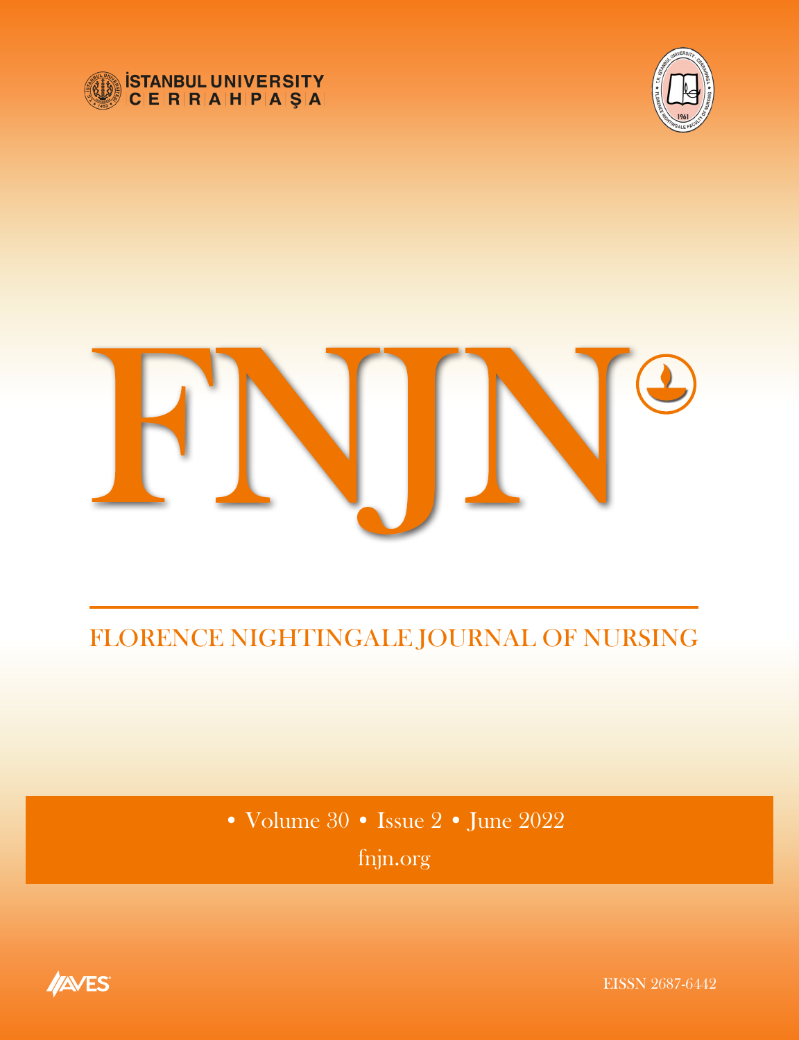İSTANBUL UNIVERSITY
CERRAHPAŞA

# FNJN

## FLORENCE NIGHTINGALE JOURNAL OF NURSING

• Volume 30 • Issue 2 • June 2022

fnjn.org

AVES

EISSN 2687-6442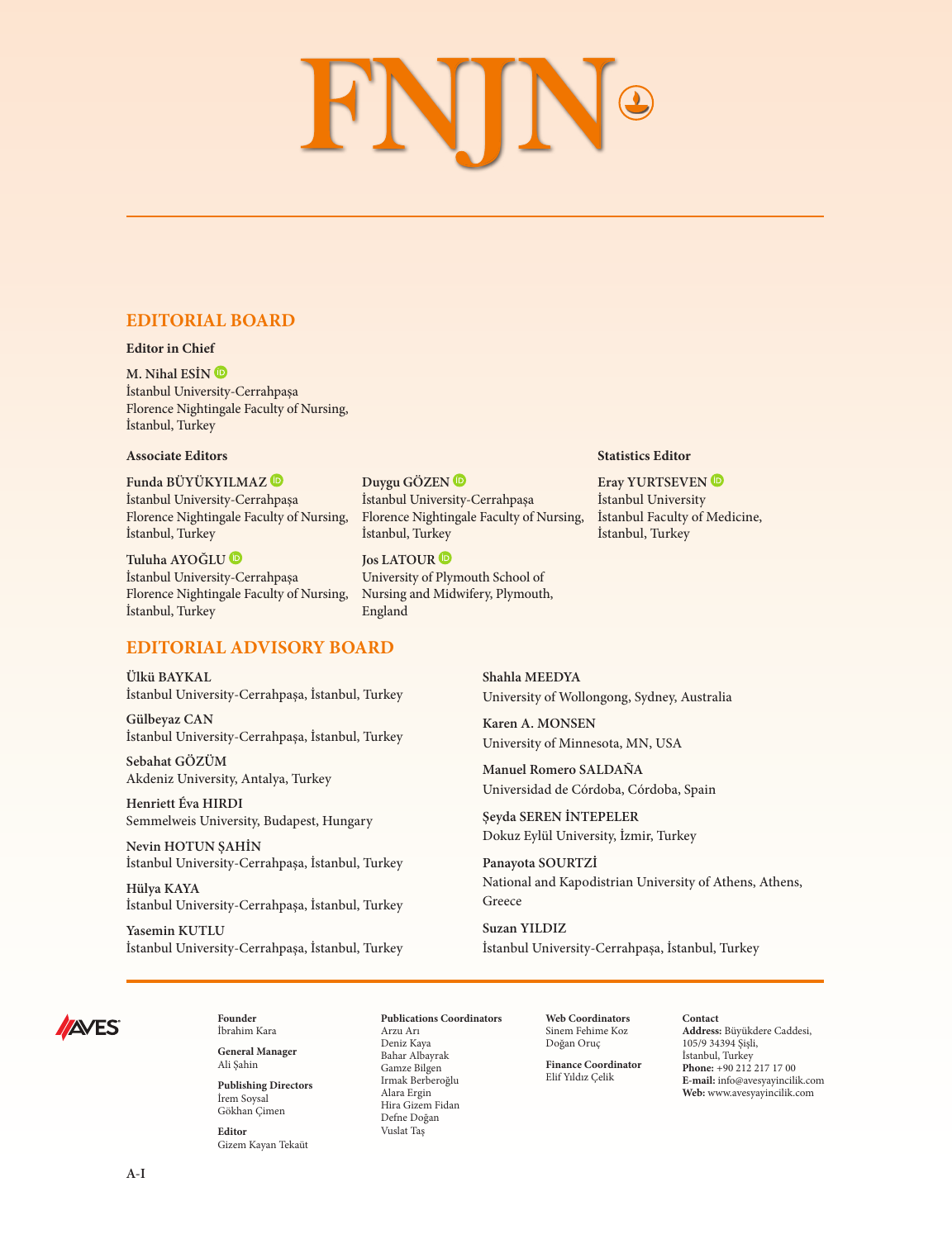# FNJN

## EDITORIAL BOARD

### Editor in Chief

**M. Nihal ESİN**
İstanbul University-Cerrahpaşa
Florence Nightingale Faculty of Nursing,
İstanbul, Turkey

### Associate Editors

**Funda BÜYÜKYILMAZ**
İstanbul University-Cerrahpaşa
Florence Nightingale Faculty of Nursing,
İstanbul, Turkey

**Tuluha AYOĞLU**
İstanbul University-Cerrahpaşa
Florence Nightingale Faculty of Nursing,
İstanbul, Turkey

**Duygu GÖZEN**
İstanbul University-Cerrahpaşa
Florence Nightingale Faculty of Nursing,
İstanbul, Turkey

**Jos LATOUR**
University of Plymouth School of
Nursing and Midwifery, Plymouth,
England

### Statistics Editor

**Eray YURTSEVEN**
İstanbul University
İstanbul Faculty of Medicine,
İstanbul, Turkey

## EDITORIAL ADVISORY BOARD

**Ülkü BAYKAL**
İstanbul University-Cerrahpaşa, İstanbul, Turkey

**Gülbeyaz CAN**
İstanbul University-Cerrahpaşa, İstanbul, Turkey

**Sebahat GÖZÜM**
Akdeniz University, Antalya, Turkey

**Henriett Éva HIRDI**
Semmelweis University, Budapest, Hungary

**Nevin HOTUN ŞAHİN**
İstanbul University-Cerrahpaşa, İstanbul, Turkey

**Hülya KAYA**
İstanbul University-Cerrahpaşa, İstanbul, Turkey

**Yasemin KUTLU**
İstanbul University-Cerrahpaşa, İstanbul, Turkey

**Shahla MEEDYA**
University of Wollongong, Sydney, Australia

**Karen A. MONSEN**
University of Minnesota, MN, USA

**Manuel Romero SALDAÑA**
Universidad de Córdoba, Córdoba, Spain

**Şeyda SEREN İNTEPELER**
Dokuz Eylül University, İzmir, Turkey

**Panayota SOURTZİ**
National and Kapodistrian University of Athens, Athens, Greece

**Suzan YILDIZ**
İstanbul University-Cerrahpaşa, İstanbul, Turkey

---

AVES

**Founder**
İbrahim Kara

**General Manager**
Ali Şahin

**Publishing Directors**
İrem Soysal
Gökhan Çimen

**Editor**
Gizem Kayan Tekaüt

**Publications Coordinators**
Arzu Arı
Deniz Kaya
Bahar Albayrak
Gamze Bilgen
Irmak Berberoğlu
Alara Ergin
Hira Gizem Fidan
Defne Doğan
Vuslat Taş

**Web Coordinators**
Sinem Fehime Koz
Doğan Oruç

**Finance Coordinator**
Elif Yıldız Çelik

**Contact**
**Address:** Büyükdere Caddesi, 105/9 34394 Şişli, İstanbul, Turkey
**Phone:** +90 212 217 17 00
**E-mail:** info@avesyayincilik.com
**Web:** www.avesyayincilik.com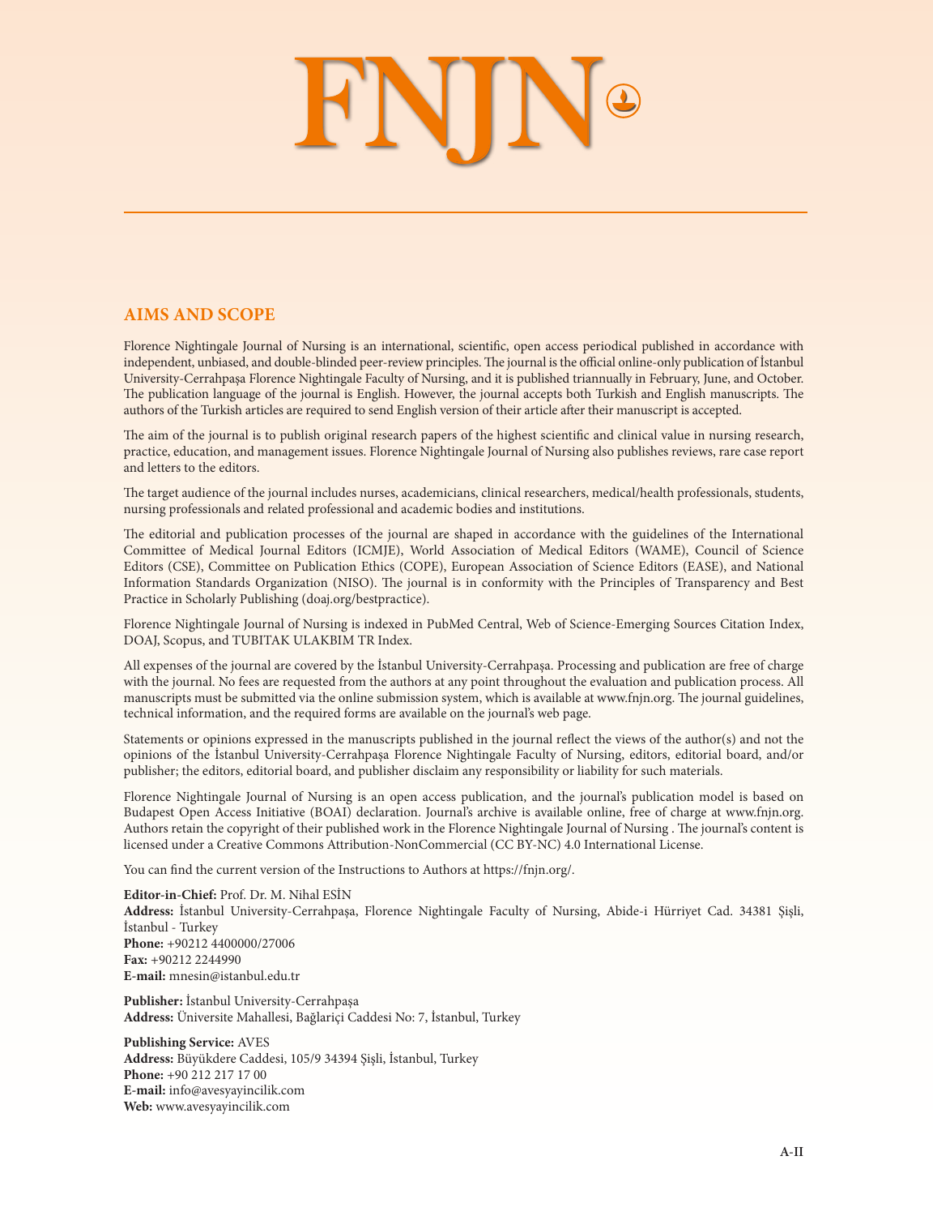# FNJN

## AIMS AND SCOPE

Florence Nightingale Journal of Nursing is an international, scientific, open access periodical published in accordance with independent, unbiased, and double-blinded peer-review principles. The journal is the official online-only publication of İstanbul University-Cerrahpaşa Florence Nightingale Faculty of Nursing, and it is published triannually in February, June, and October. The publication language of the journal is English. However, the journal accepts both Turkish and English manuscripts. The authors of the Turkish articles are required to send English version of their article after their manuscript is accepted.

The aim of the journal is to publish original research papers of the highest scientific and clinical value in nursing research, practice, education, and management issues. Florence Nightingale Journal of Nursing also publishes reviews, rare case report and letters to the editors.

The target audience of the journal includes nurses, academicians, clinical researchers, medical/health professionals, students, nursing professionals and related professional and academic bodies and institutions.

The editorial and publication processes of the journal are shaped in accordance with the guidelines of the International Committee of Medical Journal Editors (ICMJE), World Association of Medical Editors (WAME), Council of Science Editors (CSE), Committee on Publication Ethics (COPE), European Association of Science Editors (EASE), and National Information Standards Organization (NISO). The journal is in conformity with the Principles of Transparency and Best Practice in Scholarly Publishing (doaj.org/bestpractice).

Florence Nightingale Journal of Nursing is indexed in PubMed Central, Web of Science-Emerging Sources Citation Index, DOAJ, Scopus, and TUBITAK ULAKBIM TR Index.

All expenses of the journal are covered by the İstanbul University-Cerrahpaşa. Processing and publication are free of charge with the journal. No fees are requested from the authors at any point throughout the evaluation and publication process. All manuscripts must be submitted via the online submission system, which is available at www.fnjn.org. The journal guidelines, technical information, and the required forms are available on the journal's web page.

Statements or opinions expressed in the manuscripts published in the journal reflect the views of the author(s) and not the opinions of the İstanbul University-Cerrahpaşa Florence Nightingale Faculty of Nursing, editors, editorial board, and/or publisher; the editors, editorial board, and publisher disclaim any responsibility or liability for such materials.

Florence Nightingale Journal of Nursing is an open access publication, and the journal's publication model is based on Budapest Open Access Initiative (BOAI) declaration. Journal's archive is available online, free of charge at www.fnjn.org. Authors retain the copyright of their published work in the Florence Nightingale Journal of Nursing . The journal's content is licensed under a Creative Commons Attribution-NonCommercial (CC BY-NC) 4.0 International License.

You can find the current version of the Instructions to Authors at https://fnjn.org/.

**Editor-in-Chief:** Prof. Dr. M. Nihal ESİN
**Address:** İstanbul University-Cerrahpaşa, Florence Nightingale Faculty of Nursing, Abide-i Hürriyet Cad. 34381 Şişli, İstanbul - Turkey
**Phone:** +90212 4400000/27006
**Fax:** +90212 2244990
**E-mail:** mnesin@istanbul.edu.tr

**Publisher:** İstanbul University-Cerrahpaşa
**Address:** Üniversite Mahallesi, Bağlariçi Caddesi No: 7, İstanbul, Turkey

**Publishing Service:** AVES
**Address:** Büyükdere Caddesi, 105/9 34394 Şişli, İstanbul, Turkey
**Phone:** +90 212 217 17 00
**E-mail:** info@avesyayincilik.com
**Web:** www.avesyayincilik.com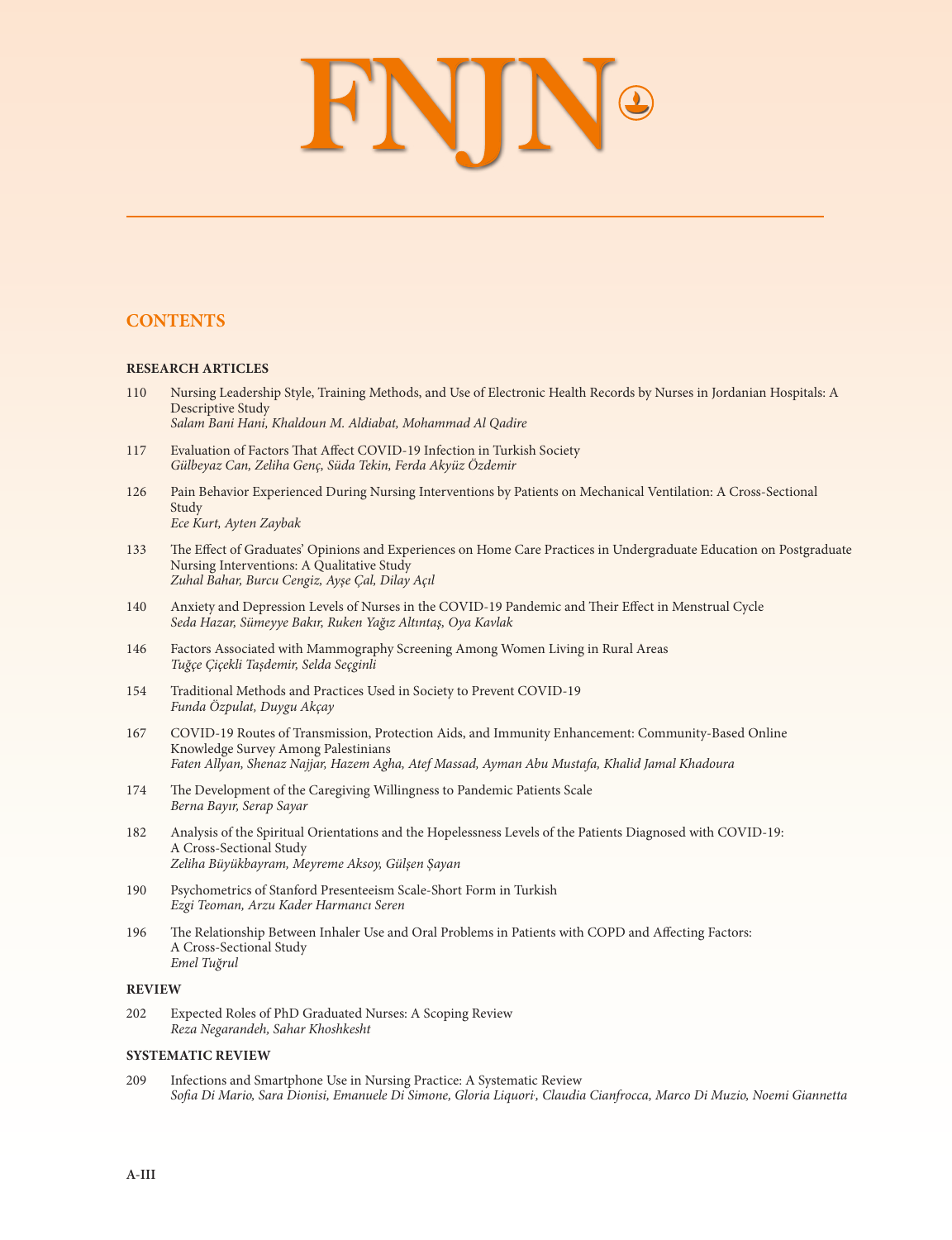# FNJN

## CONTENTS

### RESEARCH ARTICLES

110 Nursing Leadership Style, Training Methods, and Use of Electronic Health Records by Nurses in Jordanian Hospitals: A Descriptive Study
*Salam Bani Hani, Khaldoun M. Aldiabat, Mohammad Al Qadire*

117 Evaluation of Factors That Affect COVID-19 Infection in Turkish Society
*Gülbeyaz Can, Zeliha Genç, Süda Tekin, Ferda Akyüz Özdemir*

126 Pain Behavior Experienced During Nursing Interventions by Patients on Mechanical Ventilation: A Cross-Sectional Study
*Ece Kurt, Ayten Zaybak*

133 The Effect of Graduates' Opinions and Experiences on Home Care Practices in Undergraduate Education on Postgraduate Nursing Interventions: A Qualitative Study
*Zuhal Bahar, Burcu Cengiz, Ayşe Çal, Dilay Açıl*

140 Anxiety and Depression Levels of Nurses in the COVID-19 Pandemic and Their Effect in Menstrual Cycle
*Seda Hazar, Sümeyye Bakır, Ruken Yağız Altıntaş, Oya Kavlak*

146 Factors Associated with Mammography Screening Among Women Living in Rural Areas
*Tuğçe Çiçekli Taşdemir, Selda Seçginli*

154 Traditional Methods and Practices Used in Society to Prevent COVID-19
*Funda Özpulat, Duygu Akçay*

167 COVID-19 Routes of Transmission, Protection Aids, and Immunity Enhancement: Community-Based Online Knowledge Survey Among Palestinians
*Faten Allyan, Shenaz Najjar, Hazem Agha, Atef Massad, Ayman Abu Mustafa, Khalid Jamal Khadoura*

174 The Development of the Caregiving Willingness to Pandemic Patients Scale
*Berna Bayır, Serap Sayar*

182 Analysis of the Spiritual Orientations and the Hopelessness Levels of the Patients Diagnosed with COVID-19: A Cross-Sectional Study
*Zeliha Büyükbayram, Meyreme Aksoy, Gülşen Şayan*

190 Psychometrics of Stanford Presenteeism Scale-Short Form in Turkish
*Ezgi Teoman, Arzu Kader Harmancı Seren*

196 The Relationship Between Inhaler Use and Oral Problems in Patients with COPD and Affecting Factors: A Cross-Sectional Study
*Emel Tuğrul*

### REVIEW

202 Expected Roles of PhD Graduated Nurses: A Scoping Review
*Reza Negarandeh, Sahar Khoshkesht*

### SYSTEMATIC REVIEW

209 Infections and Smartphone Use in Nursing Practice: A Systematic Review
*Sofia Di Mario, Sara Dionisi, Emanuele Di Simone, Gloria Liquori, Claudia Cianfrocca, Marco Di Muzio, Noemi Giannetta*